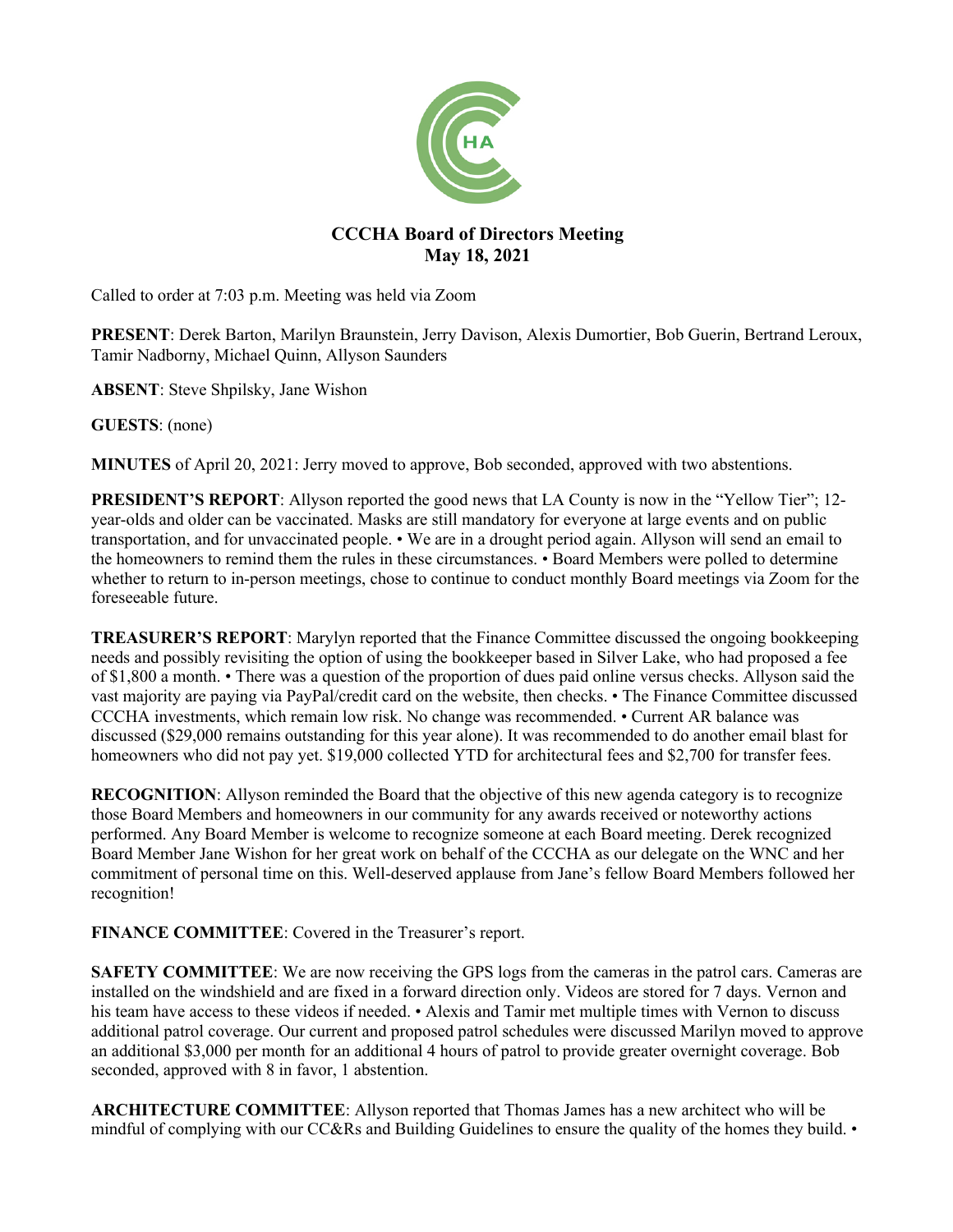# CCCHA Board of Directors Meeting
## May 18, 2021

Called to order at 7:03 p.m. Meeting was held via Zoom

**PRESENT**: Derek Barton, Marilyn Braunstein, Jerry Davison, Alexis Dumortier, Bob Guerin, Bertrand Leroux, Tamir Nadborny, Michael Quinn, Allyson Saunders

**ABSENT**: Steve Shpilsky, Jane Wishon

**GUESTS**: (none)

**MINUTES** of April 20, 2021: Jerry moved to approve, Bob seconded, approved with two abstentions.

**PRESIDENT'S REPORT**: Allyson reported the good news that LA County is now in the "Yellow Tier"; 12-year-olds and older can be vaccinated. Masks are still mandatory for everyone at large events and on public transportation, and for unvaccinated people. • We are in a drought period again. Allyson will send an email to the homeowners to remind them the rules in these circumstances. • Board Members were polled to determine whether to return to in-person meetings, chose to continue to conduct monthly Board meetings via Zoom for the foreseeable future.

**TREASURER'S REPORT**: Marylyn reported that the Finance Committee discussed the ongoing bookkeeping needs and possibly revisiting the option of using the bookkeeper based in Silver Lake, who had proposed a fee of $1,800 a month. • There was a question of the proportion of dues paid online versus checks. Allyson said the vast majority are paying via PayPal/credit card on the website, then checks. • The Finance Committee discussed CCCHA investments, which remain low risk. No change was recommended. • Current AR balance was discussed ($29,000 remains outstanding for this year alone). It was recommended to do another email blast for homeowners who did not pay yet. $19,000 collected YTD for architectural fees and $2,700 for transfer fees.

**RECOGNITION**: Allyson reminded the Board that the objective of this new agenda category is to recognize those Board Members and homeowners in our community for any awards received or noteworthy actions performed. Any Board Member is welcome to recognize someone at each Board meeting. Derek recognized Board Member Jane Wishon for her great work on behalf of the CCCHA as our delegate on the WNC and her commitment of personal time on this. Well-deserved applause from Jane's fellow Board Members followed her recognition!

**FINANCE COMMITTEE**: Covered in the Treasurer's report.

**SAFETY COMMITTEE**: We are now receiving the GPS logs from the cameras in the patrol cars. Cameras are installed on the windshield and are fixed in a forward direction only. Videos are stored for 7 days. Vernon and his team have access to these videos if needed. • Alexis and Tamir met multiple times with Vernon to discuss additional patrol coverage. Our current and proposed patrol schedules were discussed Marilyn moved to approve an additional $3,000 per month for an additional 4 hours of patrol to provide greater overnight coverage. Bob seconded, approved with 8 in favor, 1 abstention.

**ARCHITECTURE COMMITTEE**: Allyson reported that Thomas James has a new architect who will be mindful of complying with our CC&Rs and Building Guidelines to ensure the quality of the homes they build. •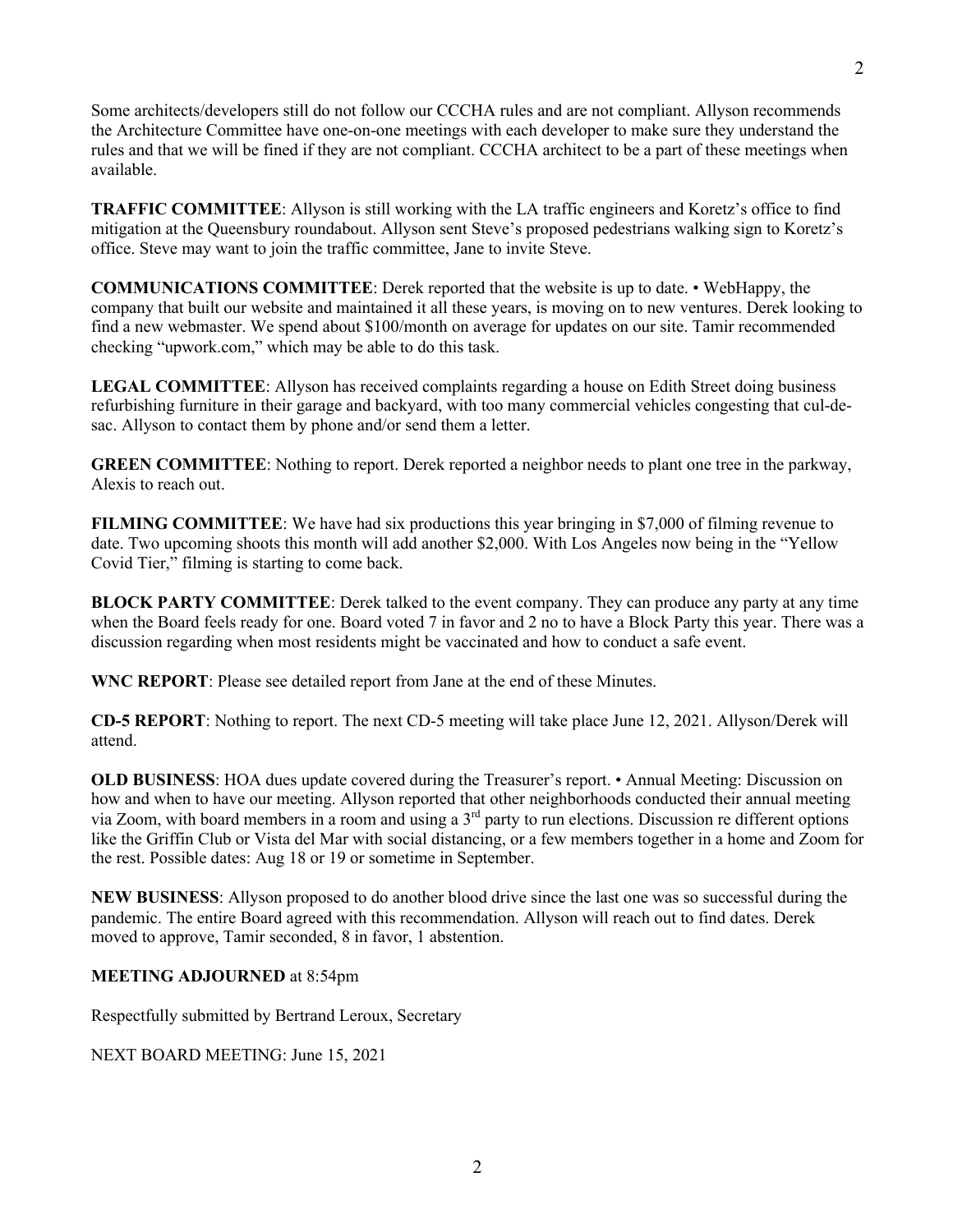Some architects/developers still do not follow our CCCHA rules and are not compliant. Allyson recommends the Architecture Committee have one-on-one meetings with each developer to make sure they understand the rules and that we will be fined if they are not compliant. CCCHA architect to be a part of these meetings when available.

**TRAFFIC COMMITTEE**: Allyson is still working with the LA traffic engineers and Koretz's office to find mitigation at the Queensbury roundabout. Allyson sent Steve's proposed pedestrians walking sign to Koretz's office. Steve may want to join the traffic committee, Jane to invite Steve.

**COMMUNICATIONS COMMITTEE**: Derek reported that the website is up to date. • WebHappy, the company that built our website and maintained it all these years, is moving on to new ventures. Derek looking to find a new webmaster. We spend about $100/month on average for updates on our site. Tamir recommended checking "upwork.com," which may be able to do this task.

**LEGAL COMMITTEE**: Allyson has received complaints regarding a house on Edith Street doing business refurbishing furniture in their garage and backyard, with too many commercial vehicles congesting that cul-de-sac. Allyson to contact them by phone and/or send them a letter.

**GREEN COMMITTEE**: Nothing to report. Derek reported a neighbor needs to plant one tree in the parkway, Alexis to reach out.

**FILMING COMMITTEE**: We have had six productions this year bringing in $7,000 of filming revenue to date. Two upcoming shoots this month will add another $2,000. With Los Angeles now being in the "Yellow Covid Tier," filming is starting to come back.

**BLOCK PARTY COMMITTEE**: Derek talked to the event company. They can produce any party at any time when the Board feels ready for one. Board voted 7 in favor and 2 no to have a Block Party this year. There was a discussion regarding when most residents might be vaccinated and how to conduct a safe event.

**WNC REPORT**: Please see detailed report from Jane at the end of these Minutes.

**CD-5 REPORT**: Nothing to report. The next CD-5 meeting will take place June 12, 2021. Allyson/Derek will attend.

**OLD BUSINESS**: HOA dues update covered during the Treasurer's report. • Annual Meeting: Discussion on how and when to have our meeting. Allyson reported that other neighborhoods conducted their annual meeting via Zoom, with board members in a room and using a 3rd party to run elections. Discussion re different options like the Griffin Club or Vista del Mar with social distancing, or a few members together in a home and Zoom for the rest. Possible dates: Aug 18 or 19 or sometime in September.

**NEW BUSINESS**: Allyson proposed to do another blood drive since the last one was so successful during the pandemic. The entire Board agreed with this recommendation. Allyson will reach out to find dates. Derek moved to approve, Tamir seconded, 8 in favor, 1 abstention.

**MEETING ADJOURNED** at 8:54pm

Respectfully submitted by Bertrand Leroux, Secretary

NEXT BOARD MEETING: June 15, 2021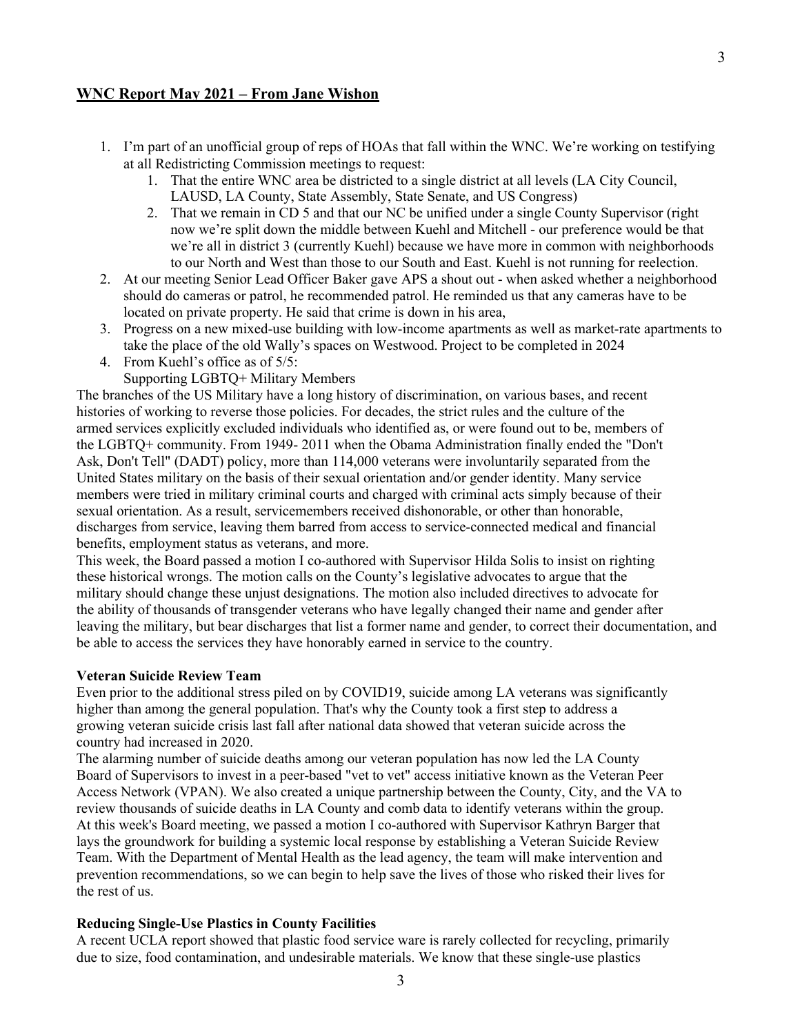## WNC Report May 2021 – From Jane Wishon

1. I'm part of an unofficial group of reps of HOAs that fall within the WNC. We're working on testifying at all Redistricting Commission meetings to request:
    1. That the entire WNC area be districted to a single district at all levels (LA City Council, LAUSD, LA County, State Assembly, State Senate, and US Congress)
    2. That we remain in CD 5 and that our NC be unified under a single County Supervisor (right now we're split down the middle between Kuehl and Mitchell - our preference would be that we're all in district 3 (currently Kuehl) because we have more in common with neighborhoods to our North and West than those to our South and East. Kuehl is not running for reelection.
2. At our meeting Senior Lead Officer Baker gave APS a shout out - when asked whether a neighborhood should do cameras or patrol, he recommended patrol. He reminded us that any cameras have to be located on private property. He said that crime is down in his area,
3. Progress on a new mixed-use building with low-income apartments as well as market-rate apartments to take the place of the old Wally's spaces on Westwood. Project to be completed in 2024
4. From Kuehl's office as of 5/5:
    Supporting LGBTQ+ Military Members

The branches of the US Military have a long history of discrimination, on various bases, and recent histories of working to reverse those policies. For decades, the strict rules and the culture of the armed services explicitly excluded individuals who identified as, or were found out to be, members of the LGBTQ+ community. From 1949- 2011 when the Obama Administration finally ended the "Don't Ask, Don't Tell" (DADT) policy, more than 114,000 veterans were involuntarily separated from the United States military on the basis of their sexual orientation and/or gender identity. Many service members were tried in military criminal courts and charged with criminal acts simply because of their sexual orientation. As a result, servicemembers received dishonorable, or other than honorable, discharges from service, leaving them barred from access to service-connected medical and financial benefits, employment status as veterans, and more.

This week, the Board passed a motion I co-authored with Supervisor Hilda Solis to insist on righting these historical wrongs. The motion calls on the County's legislative advocates to argue that the military should change these unjust designations. The motion also included directives to advocate for the ability of thousands of transgender veterans who have legally changed their name and gender after leaving the military, but bear discharges that list a former name and gender, to correct their documentation, and be able to access the services they have honorably earned in service to the country.

**Veteran Suicide Review Team**

Even prior to the additional stress piled on by COVID19, suicide among LA veterans was significantly higher than among the general population. That's why the County took a first step to address a growing veteran suicide crisis last fall after national data showed that veteran suicide across the country had increased in 2020.

The alarming number of suicide deaths among our veteran population has now led the LA County Board of Supervisors to invest in a peer-based "vet to vet" access initiative known as the Veteran Peer Access Network (VPAN). We also created a unique partnership between the County, City, and the VA to review thousands of suicide deaths in LA County and comb data to identify veterans within the group. At this week's Board meeting, we passed a motion I co-authored with Supervisor Kathryn Barger that lays the groundwork for building a systemic local response by establishing a Veteran Suicide Review Team. With the Department of Mental Health as the lead agency, the team will make intervention and prevention recommendations, so we can begin to help save the lives of those who risked their lives for the rest of us.

**Reducing Single-Use Plastics in County Facilities**

A recent UCLA report showed that plastic food service ware is rarely collected for recycling, primarily due to size, food contamination, and undesirable materials. We know that these single-use plastics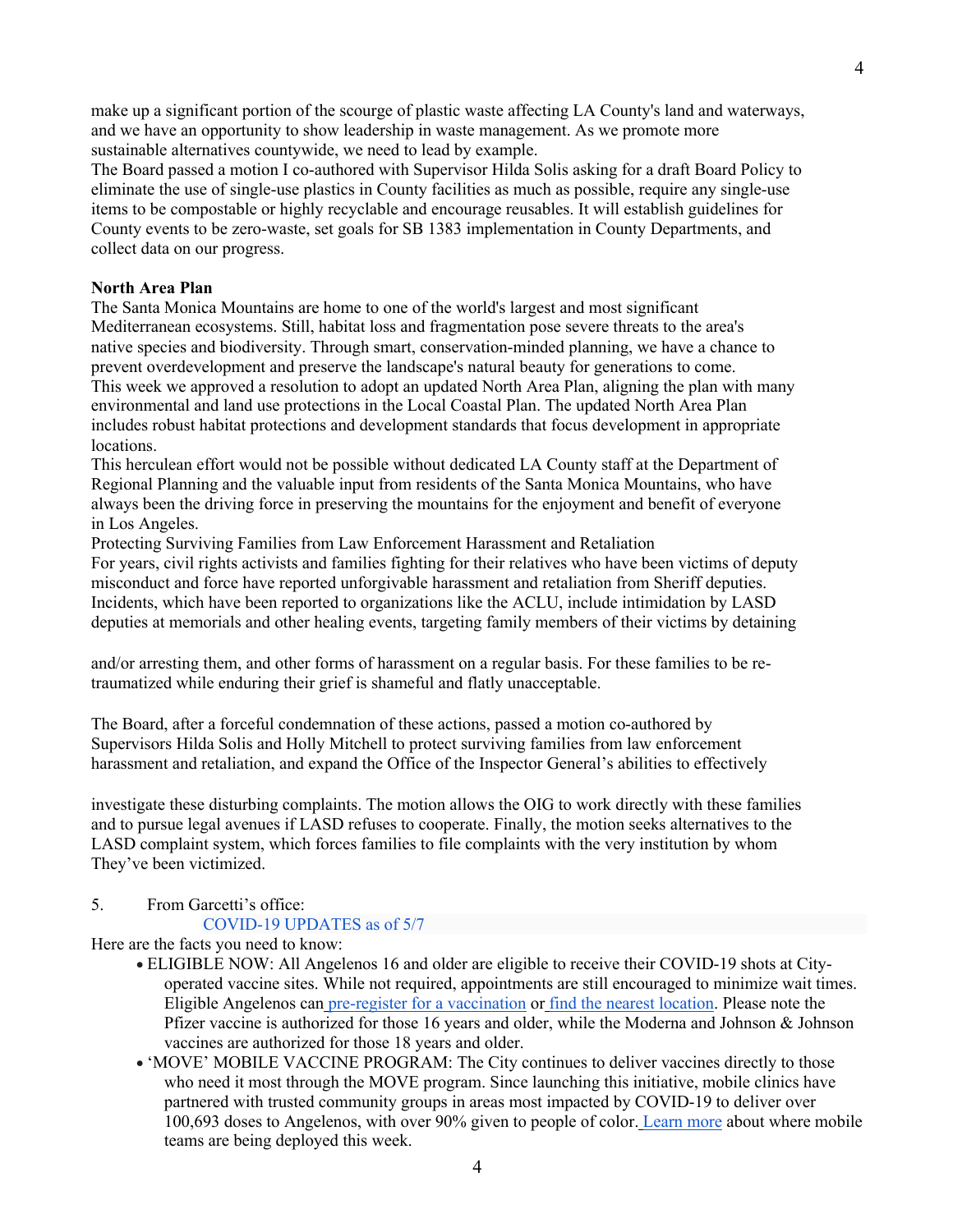make up a significant portion of the scourge of plastic waste affecting LA County's land and waterways, and we have an opportunity to show leadership in waste management. As we promote more sustainable alternatives countywide, we need to lead by example.

The Board passed a motion I co-authored with Supervisor Hilda Solis asking for a draft Board Policy to eliminate the use of single-use plastics in County facilities as much as possible, require any single-use items to be compostable or highly recyclable and encourage reusables. It will establish guidelines for County events to be zero-waste, set goals for SB 1383 implementation in County Departments, and collect data on our progress.

**North Area Plan**

The Santa Monica Mountains are home to one of the world's largest and most significant Mediterranean ecosystems. Still, habitat loss and fragmentation pose severe threats to the area's native species and biodiversity. Through smart, conservation-minded planning, we have a chance to prevent overdevelopment and preserve the landscape's natural beauty for generations to come.

This week we approved a resolution to adopt an updated North Area Plan, aligning the plan with many environmental and land use protections in the Local Coastal Plan. The updated North Area Plan includes robust habitat protections and development standards that focus development in appropriate locations.

This herculean effort would not be possible without dedicated LA County staff at the Department of Regional Planning and the valuable input from residents of the Santa Monica Mountains, who have always been the driving force in preserving the mountains for the enjoyment and benefit of everyone in Los Angeles.

Protecting Surviving Families from Law Enforcement Harassment and Retaliation

For years, civil rights activists and families fighting for their relatives who have been victims of deputy misconduct and force have reported unforgivable harassment and retaliation from Sheriff deputies. Incidents, which have been reported to organizations like the ACLU, include intimidation by LASD deputies at memorials and other healing events, targeting family members of their victims by detaining and/or arresting them, and other forms of harassment on a regular basis. For these families to be re-traumatized while enduring their grief is shameful and flatly unacceptable.

The Board, after a forceful condemnation of these actions, passed a motion co-authored by Supervisors Hilda Solis and Holly Mitchell to protect surviving families from law enforcement harassment and retaliation, and expand the Office of the Inspector General's abilities to effectively investigate these disturbing complaints. The motion allows the OIG to work directly with these families and to pursue legal avenues if LASD refuses to cooperate. Finally, the motion seeks alternatives to the LASD complaint system, which forces families to file complaints with the very institution by whom They've been victimized.

5. From Garcetti's office:

COVID-19 UPDATES as of 5/7

Here are the facts you need to know:

- ELIGIBLE NOW: All Angelenos 16 and older are eligible to receive their COVID-19 shots at City-operated vaccine sites. While not required, appointments are still encouraged to minimize wait times. Eligible Angelenos can pre-register for a vaccination or find the nearest location. Please note the Pfizer vaccine is authorized for those 16 years and older, while the Moderna and Johnson & Johnson vaccines are authorized for those 18 years and older.
- 'MOVE' MOBILE VACCINE PROGRAM: The City continues to deliver vaccines directly to those who need it most through the MOVE program. Since launching this initiative, mobile clinics have partnered with trusted community groups in areas most impacted by COVID-19 to deliver over 100,693 doses to Angelenos, with over 90% given to people of color. Learn more about where mobile teams are being deployed this week.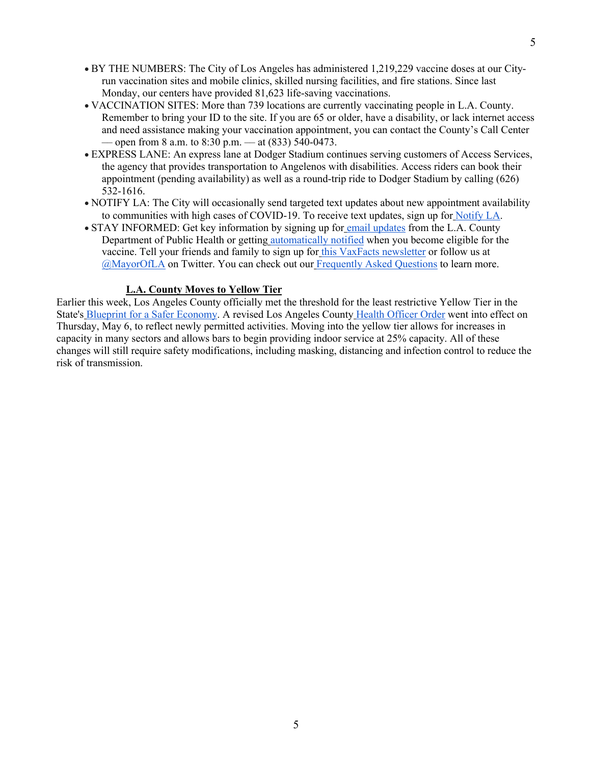- BY THE NUMBERS: The City of Los Angeles has administered 1,219,229 vaccine doses at our City-run vaccination sites and mobile clinics, skilled nursing facilities, and fire stations. Since last Monday, our centers have provided 81,623 life-saving vaccinations.
- VACCINATION SITES: More than 739 locations are currently vaccinating people in L.A. County. Remember to bring your ID to the site. If you are 65 or older, have a disability, or lack internet access and need assistance making your vaccination appointment, you can contact the County's Call Center — open from 8 a.m. to 8:30 p.m. — at (833) 540-0473.
- EXPRESS LANE: An express lane at Dodger Stadium continues serving customers of Access Services, the agency that provides transportation to Angelenos with disabilities. Access riders can book their appointment (pending availability) as well as a round-trip ride to Dodger Stadium by calling (626) 532-1616.
- NOTIFY LA: The City will occasionally send targeted text updates about new appointment availability to communities with high cases of COVID-19. To receive text updates, sign up for Notify LA.
- STAY INFORMED: Get key information by signing up for email updates from the L.A. County Department of Public Health or getting automatically notified when you become eligible for the vaccine. Tell your friends and family to sign up for this VaxFacts newsletter or follow us at @MayorOfLA on Twitter. You can check out our Frequently Asked Questions to learn more.

## L.A. County Moves to Yellow Tier

Earlier this week, Los Angeles County officially met the threshold for the least restrictive Yellow Tier in the State's Blueprint for a Safer Economy. A revised Los Angeles County Health Officer Order went into effect on Thursday, May 6, to reflect newly permitted activities. Moving into the yellow tier allows for increases in capacity in many sectors and allows bars to begin providing indoor service at 25% capacity. All of these changes will still require safety modifications, including masking, distancing and infection control to reduce the risk of transmission.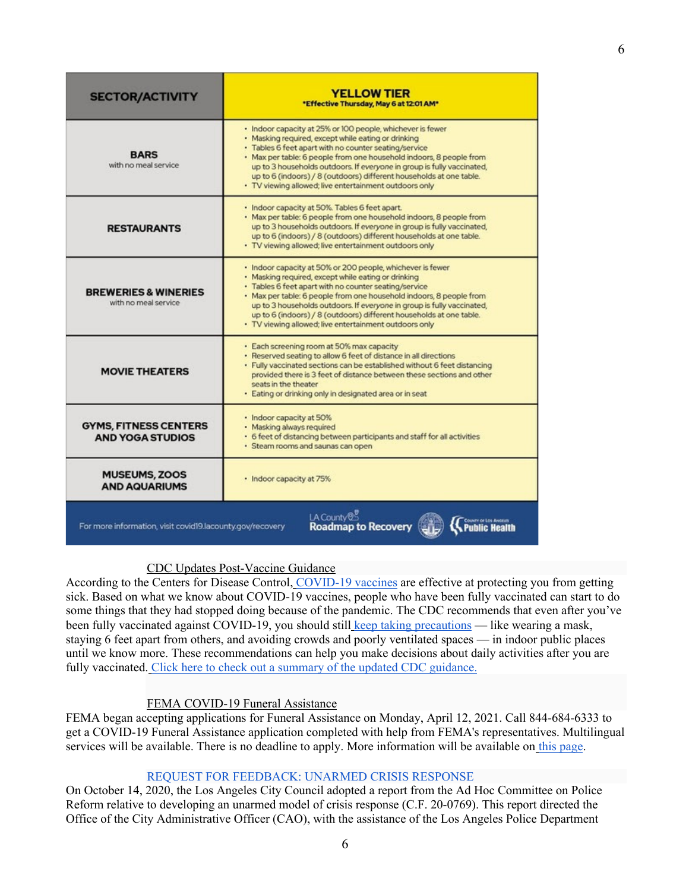| SECTOR/ACTIVITY | YELLOW TIER *Effective Thursday, May 6 at 12:01 AM* |
| --- | --- |
| **BARS** with no meal service | • Indoor capacity at 25% or 100 people, whichever is fewer<br>• Masking required, except while eating or drinking<br>• Tables 6 feet apart with no counter seating/service<br>• Max per table: 6 people from one household indoors, 8 people from up to 3 households outdoors. If *everyone* in group is fully vaccinated, up to 6 (indoors) / 8 (outdoors) different households at one table.<br>• TV viewing allowed; live entertainment outdoors only |
| **RESTAURANTS** | • Indoor capacity at 50%. Tables 6 feet apart.<br>• Max per table: 6 people from one household indoors, 8 people from up to 3 households outdoors. If *everyone* in group is fully vaccinated, up to 6 (indoors) / 8 (outdoors) different households at one table.<br>• TV viewing allowed; live entertainment outdoors only |
| **BREWERIES & WINERIES** with no meal service | • Indoor capacity at 50% or 200 people, whichever is fewer<br>• Masking required, except while eating or drinking<br>• Tables 6 feet apart with no counter seating/service<br>• Max per table: 6 people from one household indoors, 8 people from up to 3 households outdoors. If *everyone* in group is fully vaccinated, up to 6 (indoors) / 8 (outdoors) different households at one table.<br>• TV viewing allowed; live entertainment outdoors only |
| **MOVIE THEATERS** | • Each screening room at 50% max capacity<br>• Reserved seating to allow 6 feet of distance in all directions<br>• Fully vaccinated sections can be established without 6 feet distancing provided there is 3 feet of distance between these sections and other seats in the theater<br>• Eating or drinking only in designated area or in seat |
| **GYMS, FITNESS CENTERS AND YOGA STUDIOS** | • Indoor capacity at 50%<br>• Masking always required<br>• 6 feet of distancing between participants and staff for all activities<br>• Steam rooms and saunas can open |
| **MUSEUMS, ZOOS AND AQUARIUMS** | • Indoor capacity at 75% |

For more information, visit covid19.lacounty.gov/recovery — LA County Roadmap to Recovery — County of Los Angeles Public Health

## CDC Updates Post-Vaccine Guidance

According to the Centers for Disease Control, COVID-19 vaccines are effective at protecting you from getting sick. Based on what we know about COVID-19 vaccines, people who have been fully vaccinated can start to do some things that they had stopped doing because of the pandemic. The CDC recommends that even after you've been fully vaccinated against COVID-19, you should still keep taking precautions — like wearing a mask, staying 6 feet apart from others, and avoiding crowds and poorly ventilated spaces — in indoor public places until we know more. These recommendations can help you make decisions about daily activities after you are fully vaccinated. Click here to check out a summary of the updated CDC guidance.

## FEMA COVID-19 Funeral Assistance

FEMA began accepting applications for Funeral Assistance on Monday, April 12, 2021. Call 844-684-6333 to get a COVID-19 Funeral Assistance application completed with help from FEMA's representatives. Multilingual services will be available. There is no deadline to apply. More information will be available on this page.

## REQUEST FOR FEEDBACK: UNARMED CRISIS RESPONSE

On October 14, 2020, the Los Angeles City Council adopted a report from the Ad Hoc Committee on Police Reform relative to developing an unarmed model of crisis response (C.F. 20-0769). This report directed the Office of the City Administrative Officer (CAO), with the assistance of the Los Angeles Police Department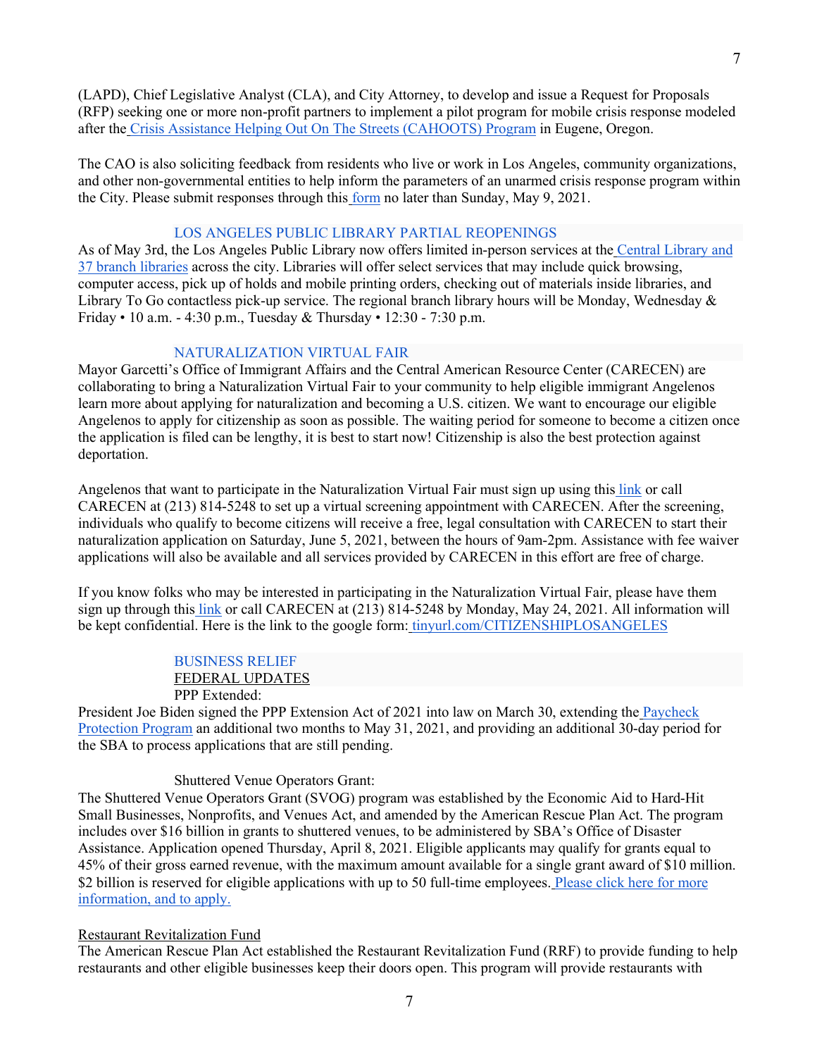(LAPD), Chief Legislative Analyst (CLA), and City Attorney, to develop and issue a Request for Proposals (RFP) seeking one or more non-profit partners to implement a pilot program for mobile crisis response modeled after the Crisis Assistance Helping Out On The Streets (CAHOOTS) Program in Eugene, Oregon.

The CAO is also soliciting feedback from residents who live or work in Los Angeles, community organizations, and other non-governmental entities to help inform the parameters of an unarmed crisis response program within the City. Please submit responses through this form no later than Sunday, May 9, 2021.

## LOS ANGELES PUBLIC LIBRARY PARTIAL REOPENINGS

As of May 3rd, the Los Angeles Public Library now offers limited in-person services at the Central Library and 37 branch libraries across the city. Libraries will offer select services that may include quick browsing, computer access, pick up of holds and mobile printing orders, checking out of materials inside libraries, and Library To Go contactless pick-up service. The regional branch library hours will be Monday, Wednesday & Friday • 10 a.m. - 4:30 p.m., Tuesday & Thursday • 12:30 - 7:30 p.m.

## NATURALIZATION VIRTUAL FAIR

Mayor Garcetti's Office of Immigrant Affairs and the Central American Resource Center (CARECEN) are collaborating to bring a Naturalization Virtual Fair to your community to help eligible immigrant Angelenos learn more about applying for naturalization and becoming a U.S. citizen. We want to encourage our eligible Angelenos to apply for citizenship as soon as possible. The waiting period for someone to become a citizen once the application is filed can be lengthy, it is best to start now! Citizenship is also the best protection against deportation.

Angelenos that want to participate in the Naturalization Virtual Fair must sign up using this link or call CARECEN at (213) 814-5248 to set up a virtual screening appointment with CARECEN. After the screening, individuals who qualify to become citizens will receive a free, legal consultation with CARECEN to start their naturalization application on Saturday, June 5, 2021, between the hours of 9am-2pm. Assistance with fee waiver applications will also be available and all services provided by CARECEN in this effort are free of charge.

If you know folks who may be interested in participating in the Naturalization Virtual Fair, please have them sign up through this link or call CARECEN at (213) 814-5248 by Monday, May 24, 2021. All information will be kept confidential. Here is the link to the google form: tinyurl.com/CITIZENSHIPLOSANGELES

## BUSINESS RELIEF

### FEDERAL UPDATES

PPP Extended:

President Joe Biden signed the PPP Extension Act of 2021 into law on March 30, extending the Paycheck Protection Program an additional two months to May 31, 2021, and providing an additional 30-day period for the SBA to process applications that are still pending.

Shuttered Venue Operators Grant:

The Shuttered Venue Operators Grant (SVOG) program was established by the Economic Aid to Hard-Hit Small Businesses, Nonprofits, and Venues Act, and amended by the American Rescue Plan Act. The program includes over $16 billion in grants to shuttered venues, to be administered by SBA's Office of Disaster Assistance. Application opened Thursday, April 8, 2021. Eligible applicants may qualify for grants equal to 45% of their gross earned revenue, with the maximum amount available for a single grant award of $10 million. $2 billion is reserved for eligible applications with up to 50 full-time employees. Please click here for more information, and to apply.

Restaurant Revitalization Fund

The American Rescue Plan Act established the Restaurant Revitalization Fund (RRF) to provide funding to help restaurants and other eligible businesses keep their doors open. This program will provide restaurants with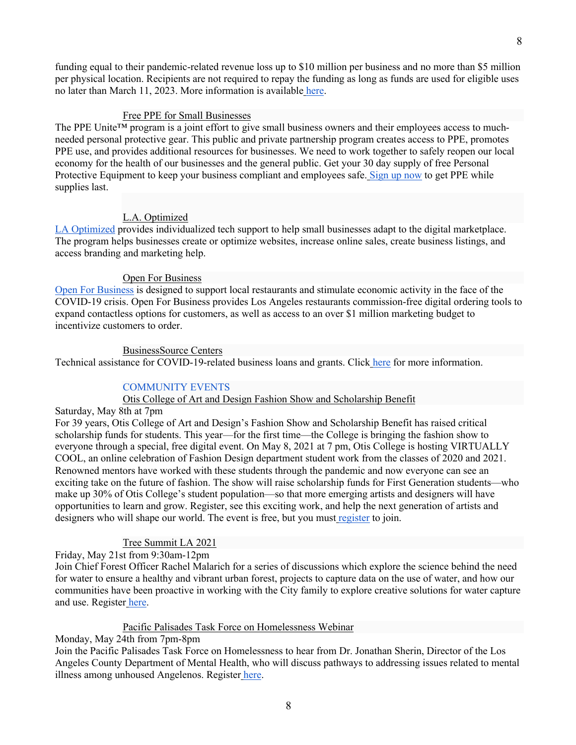funding equal to their pandemic-related revenue loss up to $10 million per business and no more than $5 million per physical location. Recipients are not required to repay the funding as long as funds are used for eligible uses no later than March 11, 2023. More information is available here.

### Free PPE for Small Businesses

The PPE Unite™ program is a joint effort to give small business owners and their employees access to much-needed personal protective gear. This public and private partnership program creates access to PPE, promotes PPE use, and provides additional resources for businesses. We need to work together to safely reopen our local economy for the health of our businesses and the general public. Get your 30 day supply of free Personal Protective Equipment to keep your business compliant and employees safe. Sign up now to get PPE while supplies last.

### L.A. Optimized

LA Optimized provides individualized tech support to help small businesses adapt to the digital marketplace. The program helps businesses create or optimize websites, increase online sales, create business listings, and access branding and marketing help.

### Open For Business

Open For Business is designed to support local restaurants and stimulate economic activity in the face of the COVID-19 crisis. Open For Business provides Los Angeles restaurants commission-free digital ordering tools to expand contactless options for customers, as well as access to an over $1 million marketing budget to incentivize customers to order.

### BusinessSource Centers

Technical assistance for COVID-19-related business loans and grants. Click here for more information.

## COMMUNITY EVENTS

### Otis College of Art and Design Fashion Show and Scholarship Benefit

Saturday, May 8th at 7pm

For 39 years, Otis College of Art and Design's Fashion Show and Scholarship Benefit has raised critical scholarship funds for students. This year—for the first time—the College is bringing the fashion show to everyone through a special, free digital event. On May 8, 2021 at 7 pm, Otis College is hosting VIRTUALLY COOL, an online celebration of Fashion Design department student work from the classes of 2020 and 2021. Renowned mentors have worked with these students through the pandemic and now everyone can see an exciting take on the future of fashion. The show will raise scholarship funds for First Generation students—who make up 30% of Otis College's student population—so that more emerging artists and designers will have opportunities to learn and grow. Register, see this exciting work, and help the next generation of artists and designers who will shape our world. The event is free, but you must register to join.

### Tree Summit LA 2021

Friday, May 21st from 9:30am-12pm

Join Chief Forest Officer Rachel Malarich for a series of discussions which explore the science behind the need for water to ensure a healthy and vibrant urban forest, projects to capture data on the use of water, and how our communities have been proactive in working with the City family to explore creative solutions for water capture and use. Register here.

### Pacific Palisades Task Force on Homelessness Webinar

Monday, May 24th from 7pm-8pm

Join the Pacific Palisades Task Force on Homelessness to hear from Dr. Jonathan Sherin, Director of the Los Angeles County Department of Mental Health, who will discuss pathways to addressing issues related to mental illness among unhoused Angelenos. Register here.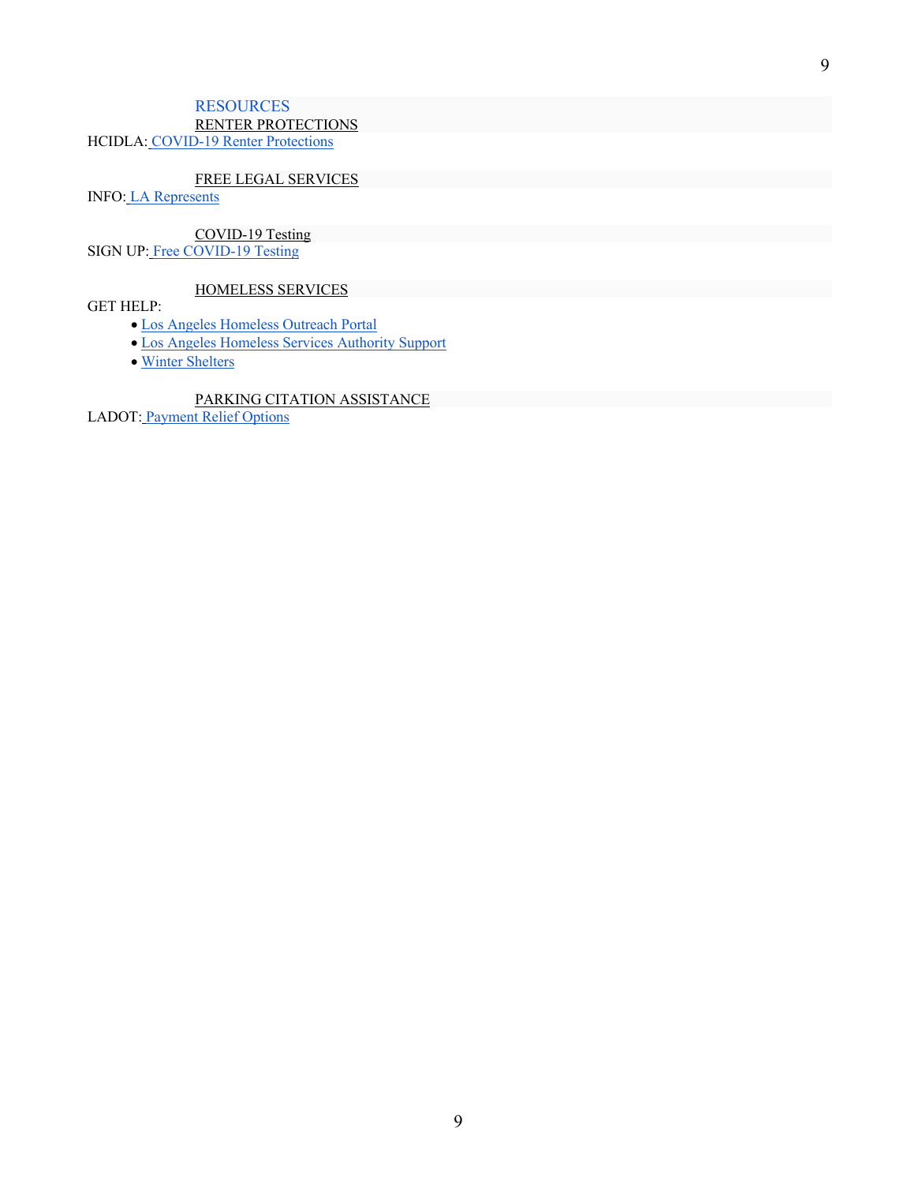## RESOURCES

### RENTER PROTECTIONS

HCIDLA: COVID-19 Renter Protections

### FREE LEGAL SERVICES

INFO: LA Represents

### COVID-19 Testing

SIGN UP: Free COVID-19 Testing

### HOMELESS SERVICES

GET HELP:

- Los Angeles Homeless Outreach Portal
- Los Angeles Homeless Services Authority Support
- Winter Shelters

### PARKING CITATION ASSISTANCE

LADOT: Payment Relief Options